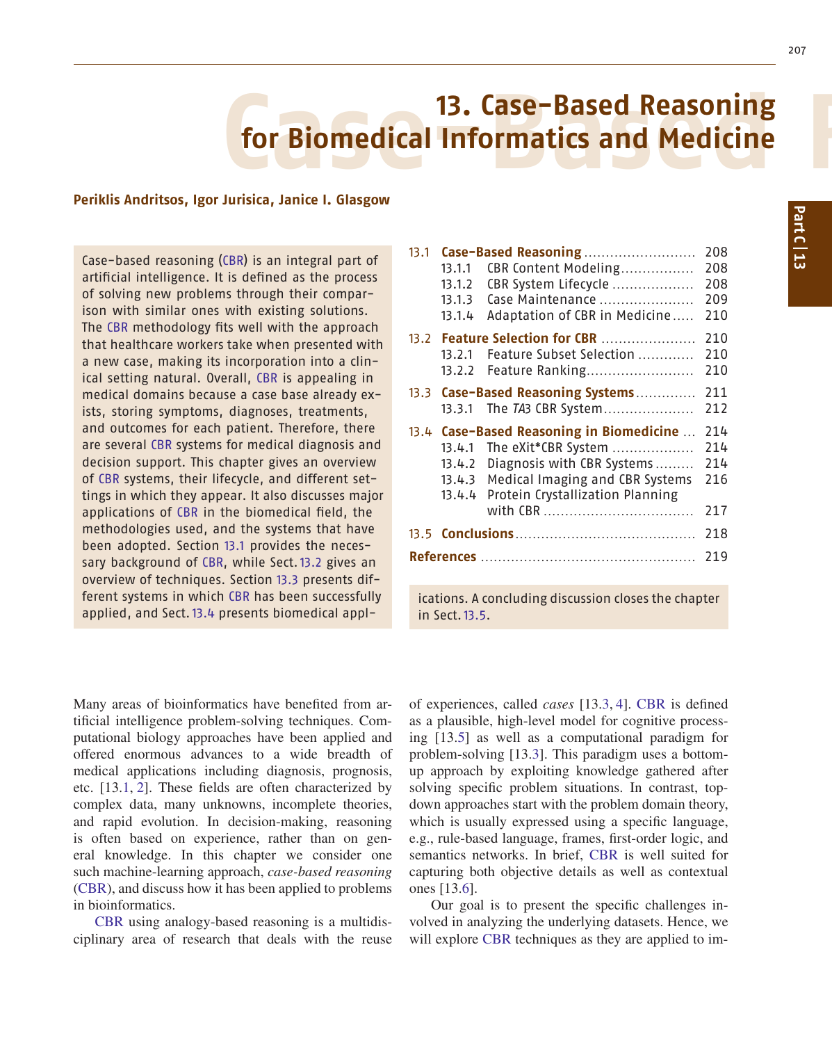# 13. Case-Based Reasoning for Biomedical Informatics and Medicine

**Periklis Andritsos, Igor Jurisica, Janice I. Glasgow**

Case-based reasoning (CBR) is an integral part of artificial intelligence. It is defined as the process of solving new problems through their comparison with similar ones with existing solutions. The CBR methodology fits well with the approach that healthcare workers take when presented with a new case, making its incorporation into a clinical setting natural. Overall, CBR is appealing in medical domains because a case base already exists, storing symptoms, diagnoses, treatments, and outcomes for each patient. Therefore, there are several CBR systems for medical diagnosis and decision support. This chapter gives an overview of CBR systems, their lifecycle, and different settings in which they appear. It also discusses major applications of CBR in the biomedical field, the methodologies used, and the systems that have been adopted. Section 13.1 provides the necessary background of CBR, while Sect. 13.2 gives an overview of techniques. Section 13.3 presents different systems in which CBR has been successfully applied, and Sect. 13.4 presents biomedical applications. A concluding discussion closes the chapter in Sect. 13.5.

| | | |
|---|---|---|
| **13.1** | **Case-Based Reasoning** | 208 |
| 13.1.1 | CBR Content Modeling | 208 |
| 13.1.2 | CBR System Lifecycle | 208 |
| 13.1.3 | Case Maintenance | 209 |
| 13.1.4 | Adaptation of CBR in Medicine | 210 |
| **13.2** | **Feature Selection for CBR** | 210 |
| 13.2.1 | Feature Subset Selection | 210 |
| 13.2.2 | Feature Ranking | 210 |
| **13.3** | **Case-Based Reasoning Systems** | 211 |
| 13.3.1 | The *TA3* CBR System | 212 |
| **13.4** | **Case-Based Reasoning in Biomedicine** | 214 |
| 13.4.1 | The eXit*CBR System | 214 |
| 13.4.2 | Diagnosis with CBR Systems | 214 |
| 13.4.3 | Medical Imaging and CBR Systems | 216 |
| 13.4.4 | Protein Crystallization Planning with CBR | 217 |
| **13.5** | **Conclusions** | 218 |
| **References** | | 219 |

Many areas of bioinformatics have benefited from artificial intelligence problem-solving techniques. Computational biology approaches have been applied and offered enormous advances to a wide breadth of medical applications including diagnosis, prognosis, etc. [13.1, 2]. These fields are often characterized by complex data, many unknowns, incomplete theories, and rapid evolution. In decision-making, reasoning is often based on experience, rather than on general knowledge. In this chapter we consider one such machine-learning approach, *case-based reasoning* (CBR), and discuss how it has been applied to problems in bioinformatics.

CBR using analogy-based reasoning is a multidisciplinary area of research that deals with the reuse of experiences, called *cases* [13.3, 4]. CBR is defined as a plausible, high-level model for cognitive processing [13.5] as well as a computational paradigm for problem-solving [13.3]. This paradigm uses a bottom-up approach by exploiting knowledge gathered after solving specific problem situations. In contrast, top-down approaches start with the problem domain theory, which is usually expressed using a specific language, e.g., rule-based language, frames, first-order logic, and semantics networks. In brief, CBR is well suited for capturing both objective details as well as contextual ones [13.6].

Our goal is to present the specific challenges involved in analyzing the underlying datasets. Hence, we will explore CBR techniques as they are applied to im-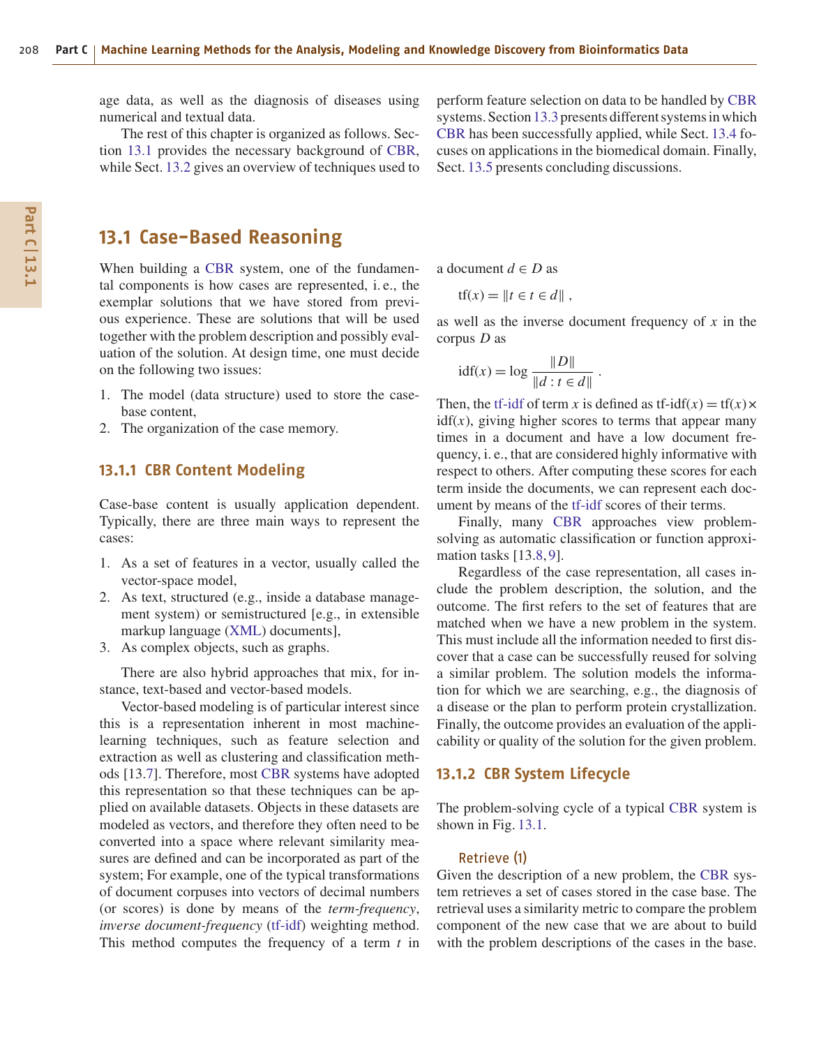age data, as well as the diagnosis of diseases using numerical and textual data.

The rest of this chapter is organized as follows. Section 13.1 provides the necessary background of CBR, while Sect. 13.2 gives an overview of techniques used to perform feature selection on data to be handled by CBR systems. Section 13.3 presents different systems in which CBR has been successfully applied, while Sect. 13.4 focuses on applications in the biomedical domain. Finally, Sect. 13.5 presents concluding discussions.

## 13.1 Case-Based Reasoning

When building a CBR system, one of the fundamental components is how cases are represented, i. e., the exemplar solutions that we have stored from previous experience. These are solutions that will be used together with the problem description and possibly evaluation of the solution. At design time, one must decide on the following two issues:

1. The model (data structure) used to store the case-base content,
2. The organization of the case memory.

### 13.1.1 CBR Content Modeling

Case-base content is usually application dependent. Typically, there are three main ways to represent the cases:

1. As a set of features in a vector, usually called the vector-space model,
2. As text, structured (e.g., inside a database management system) or semistructured [e.g., in extensible markup language (XML) documents],
3. As complex objects, such as graphs.

There are also hybrid approaches that mix, for instance, text-based and vector-based models.

Vector-based modeling is of particular interest since this is a representation inherent in most machine-learning techniques, such as feature selection and extraction as well as clustering and classification methods [13.7]. Therefore, most CBR systems have adopted this representation so that these techniques can be applied on available datasets. Objects in these datasets are modeled as vectors, and therefore they often need to be converted into a space where relevant similarity measures are defined and can be incorporated as part of the system; For example, one of the typical transformations of document corpuses into vectors of decimal numbers (or scores) is done by means of the *term-frequency, inverse document-frequency* (tf-idf) weighting method. This method computes the frequency of a term $t$ in a document $d \in D$ as

$$\mathrm{tf}(x) = \|t \in t \in d\| \,,$$

as well as the inverse document frequency of $x$ in the corpus $D$ as

$$\mathrm{idf}(x) = \log \frac{\|D\|}{\|d : t \in d\|} \,.$$

Then, the tf-idf of term $x$ is defined as $\text{tf-idf}(x) = \mathrm{tf}(x) \times \mathrm{idf}(x)$, giving higher scores to terms that appear many times in a document and have a low document frequency, i. e., that are considered highly informative with respect to others. After computing these scores for each term inside the documents, we can represent each document by means of the tf-idf scores of their terms.

Finally, many CBR approaches view problem-solving as automatic classification or function approximation tasks [13.8, 9].

Regardless of the case representation, all cases include the problem description, the solution, and the outcome. The first refers to the set of features that are matched when we have a new problem in the system. This must include all the information needed to first discover that a case can be successfully reused for solving a similar problem. The solution models the information for which we are searching, e.g., the diagnosis of a disease or the plan to perform protein crystallization. Finally, the outcome provides an evaluation of the applicability or quality of the solution for the given problem.

### 13.1.2 CBR System Lifecycle

The problem-solving cycle of a typical CBR system is shown in Fig. 13.1.

#### Retrieve (1)

Given the description of a new problem, the CBR system retrieves a set of cases stored in the case base. The retrieval uses a similarity metric to compare the problem component of the new case that we are about to build with the problem descriptions of the cases in the base.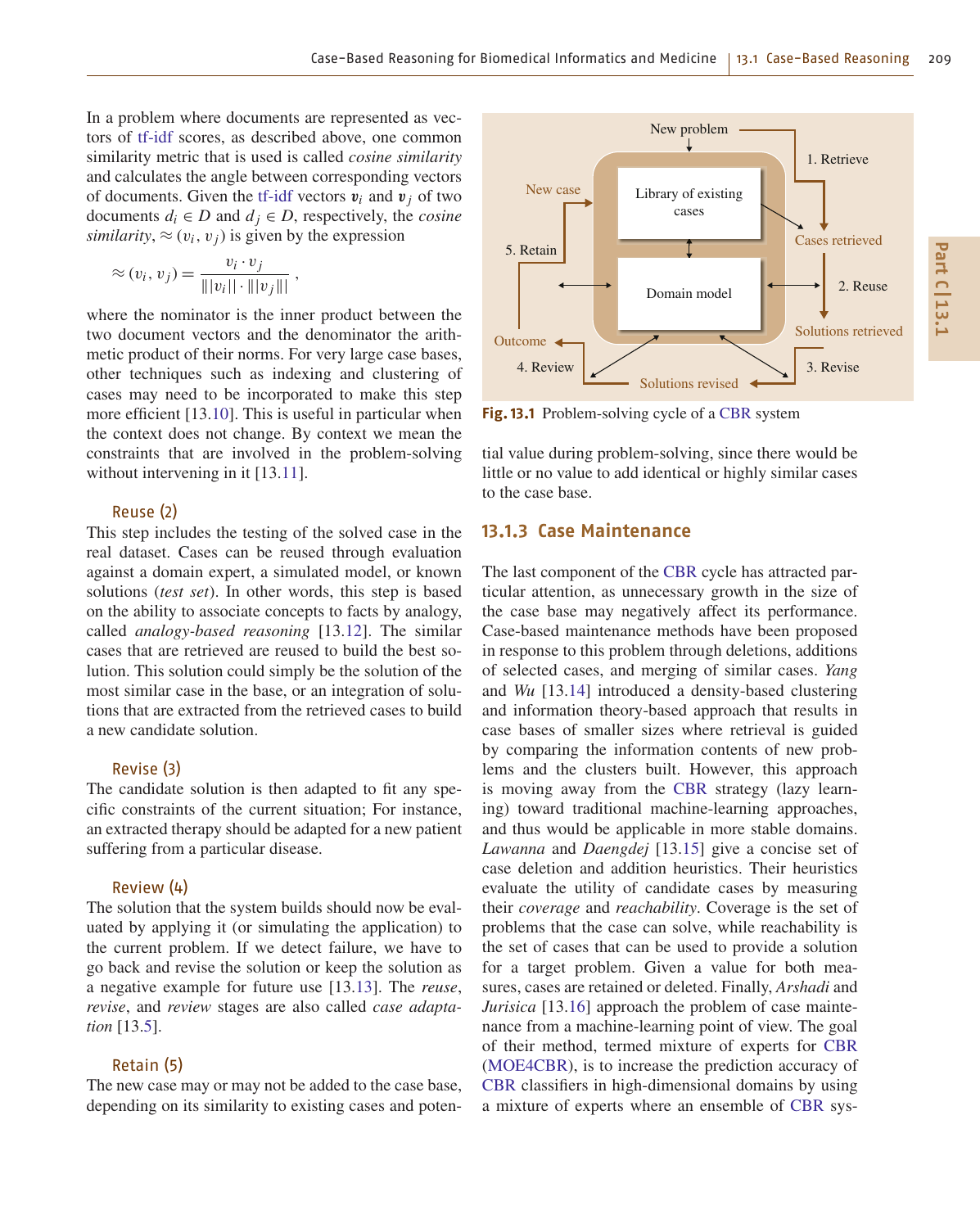In a problem where documents are represented as vectors of tf-idf scores, as described above, one common similarity metric that is used is called *cosine similarity* and calculates the angle between corresponding vectors of documents. Given the tf-idf vectors $\boldsymbol{v}_i$ and $\boldsymbol{v}_j$ of two documents $d_i \in D$ and $d_j \in D$, respectively, the *cosine similarity*, $\approx(v_i, v_j)$ is given by the expression

$$\approx(v_i, v_j) = \frac{v_i \cdot v_j}{\| |v_i| | \cdot \| |v_j| \|} ,$$

where the nominator is the inner product between the two document vectors and the denominator the arithmetic product of their norms. For very large case bases, other techniques such as indexing and clustering of cases may need to be incorporated to make this step more efficient [13.10]. This is useful in particular when the context does not change. By context we mean the constraints that are involved in the problem-solving without intervening in it [13.11].

### Reuse (2)

This step includes the testing of the solved case in the real dataset. Cases can be reused through evaluation against a domain expert, a simulated model, or known solutions (*test set*). In other words, this step is based on the ability to associate concepts to facts by analogy, called *analogy-based reasoning* [13.12]. The similar cases that are retrieved are reused to build the best solution. This solution could simply be the solution of the most similar case in the base, or an integration of solutions that are extracted from the retrieved cases to build a new candidate solution.

### Revise (3)

The candidate solution is then adapted to fit any specific constraints of the current situation; For instance, an extracted therapy should be adapted for a new patient suffering from a particular disease.

### Review (4)

The solution that the system builds should now be evaluated by applying it (or simulating the application) to the current problem. If we detect failure, we have to go back and revise the solution or keep the solution as a negative example for future use [13.13]. The *reuse*, *revise*, and *review* stages are also called *case adaptation* [13.5].

### Retain (5)

The new case may or may not be added to the case base, depending on its similarity to existing cases and potential value during problem-solving, since there would be little or no value to add identical or highly similar cases to the case base.

**Fig. 13.1** Problem-solving cycle of a CBR system

## 13.1.3 Case Maintenance

The last component of the CBR cycle has attracted particular attention, as unnecessary growth in the size of the case base may negatively affect its performance. Case-based maintenance methods have been proposed in response to this problem through deletions, additions of selected cases, and merging of similar cases. *Yang* and *Wu* [13.14] introduced a density-based clustering and information theory-based approach that results in case bases of smaller sizes where retrieval is guided by comparing the information contents of new problems and the clusters built. However, this approach is moving away from the CBR strategy (lazy learning) toward traditional machine-learning approaches, and thus would be applicable in more stable domains. *Lawanna* and *Daengdej* [13.15] give a concise set of case deletion and addition heuristics. Their heuristics evaluate the utility of candidate cases by measuring their *coverage* and *reachability*. Coverage is the set of problems that the case can solve, while reachability is the set of cases that can be used to provide a solution for a target problem. Given a value for both measures, cases are retained or deleted. Finally, *Arshadi* and *Jurisica* [13.16] approach the problem of case maintenance from a machine-learning point of view. The goal of their method, termed mixture of experts for CBR (MOE4CBR), is to increase the prediction accuracy of CBR classifiers in high-dimensional domains by using a mixture of experts where an ensemble of CBR sys-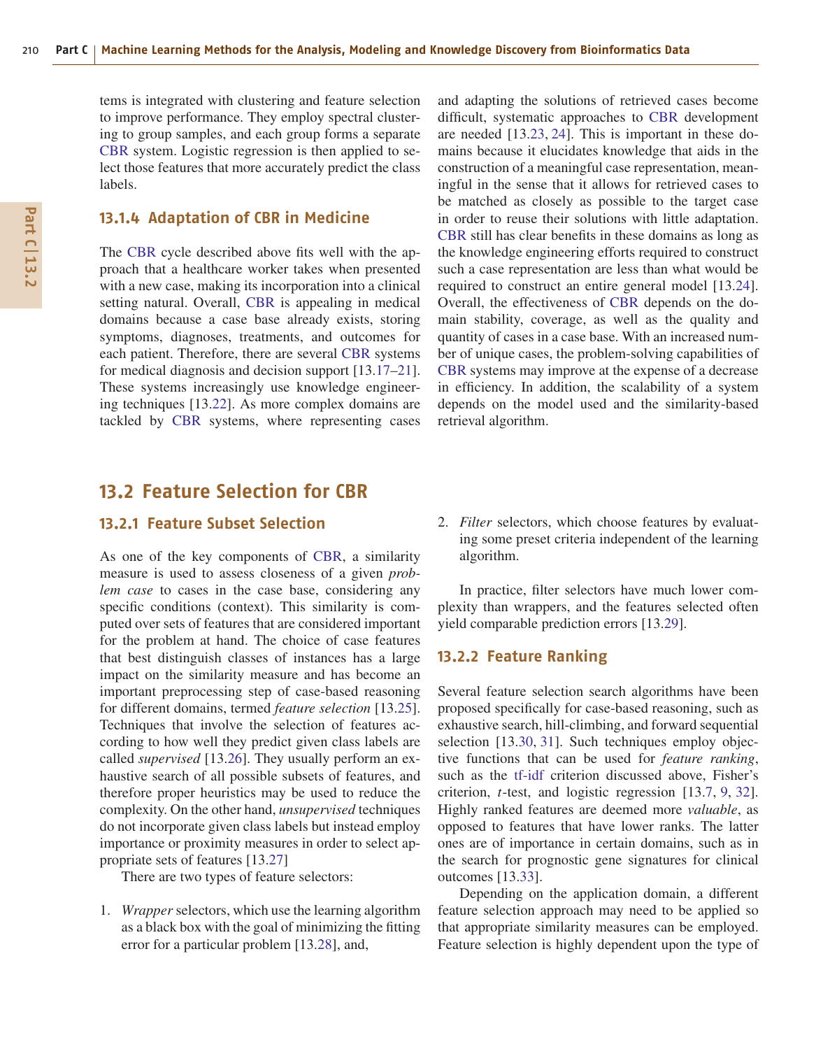tems is integrated with clustering and feature selection to improve performance. They employ spectral clustering to group samples, and each group forms a separate CBR system. Logistic regression is then applied to select those features that more accurately predict the class labels.

### 13.1.4 Adaptation of CBR in Medicine

The CBR cycle described above fits well with the approach that a healthcare worker takes when presented with a new case, making its incorporation into a clinical setting natural. Overall, CBR is appealing in medical domains because a case base already exists, storing symptoms, diagnoses, treatments, and outcomes for each patient. Therefore, there are several CBR systems for medical diagnosis and decision support [13.17–21]. These systems increasingly use knowledge engineering techniques [13.22]. As more complex domains are tackled by CBR systems, where representing cases and adapting the solutions of retrieved cases become difficult, systematic approaches to CBR development are needed [13.23, 24]. This is important in these domains because it elucidates knowledge that aids in the construction of a meaningful case representation, meaningful in the sense that it allows for retrieved cases to be matched as closely as possible to the target case in order to reuse their solutions with little adaptation. CBR still has clear benefits in these domains as long as the knowledge engineering efforts required to construct such a case representation are less than what would be required to construct an entire general model [13.24]. Overall, the effectiveness of CBR depends on the domain stability, coverage, as well as the quality and quantity of cases in a case base. With an increased number of unique cases, the problem-solving capabilities of CBR systems may improve at the expense of a decrease in efficiency. In addition, the scalability of a system depends on the model used and the similarity-based retrieval algorithm.

## 13.2 Feature Selection for CBR

### 13.2.1 Feature Subset Selection

As one of the key components of CBR, a similarity measure is used to assess closeness of a given *problem case* to cases in the case base, considering any specific conditions (context). This similarity is computed over sets of features that are considered important for the problem at hand. The choice of case features that best distinguish classes of instances has a large impact on the similarity measure and has become an important preprocessing step of case-based reasoning for different domains, termed *feature selection* [13.25]. Techniques that involve the selection of features according to how well they predict given class labels are called *supervised* [13.26]. They usually perform an exhaustive search of all possible subsets of features, and therefore proper heuristics may be used to reduce the complexity. On the other hand, *unsupervised* techniques do not incorporate given class labels but instead employ importance or proximity measures in order to select appropriate sets of features [13.27]

There are two types of feature selectors:

1. *Wrapper* selectors, which use the learning algorithm as a black box with the goal of minimizing the fitting error for a particular problem [13.28], and,
2. *Filter* selectors, which choose features by evaluating some preset criteria independent of the learning algorithm.

In practice, filter selectors have much lower complexity than wrappers, and the features selected often yield comparable prediction errors [13.29].

### 13.2.2 Feature Ranking

Several feature selection search algorithms have been proposed specifically for case-based reasoning, such as exhaustive search, hill-climbing, and forward sequential selection [13.30, 31]. Such techniques employ objective functions that can be used for *feature ranking*, such as the tf-idf criterion discussed above, Fisher's criterion, *t*-test, and logistic regression [13.7, 9, 32]. Highly ranked features are deemed more *valuable*, as opposed to features that have lower ranks. The latter ones are of importance in certain domains, such as in the search for prognostic gene signatures for clinical outcomes [13.33].

Depending on the application domain, a different feature selection approach may need to be applied so that appropriate similarity measures can be employed. Feature selection is highly dependent upon the type of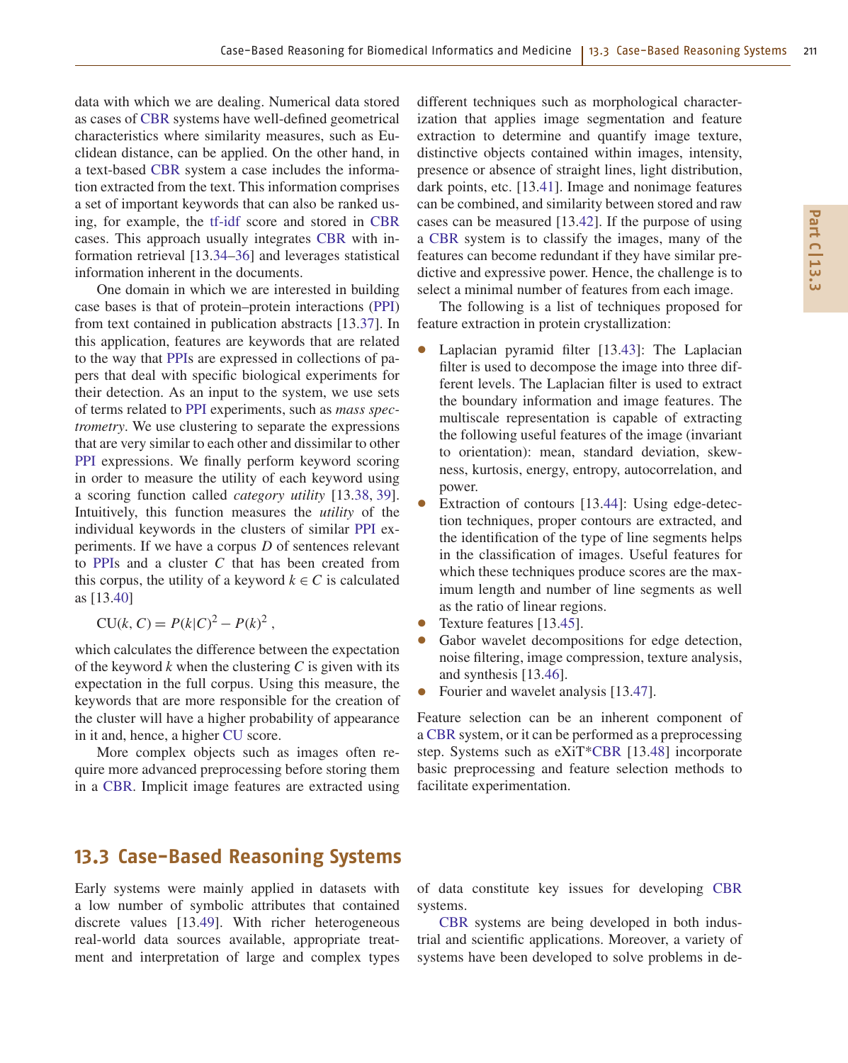data with which we are dealing. Numerical data stored as cases of CBR systems have well-defined geometrical characteristics where similarity measures, such as Euclidean distance, can be applied. On the other hand, in a text-based CBR system a case includes the information extracted from the text. This information comprises a set of important keywords that can also be ranked using, for example, the tf-idf score and stored in CBR cases. This approach usually integrates CBR with information retrieval [13.34–36] and leverages statistical information inherent in the documents.

One domain in which we are interested in building case bases is that of protein–protein interactions (PPI) from text contained in publication abstracts [13.37]. In this application, features are keywords that are related to the way that PPIs are expressed in collections of papers that deal with specific biological experiments for their detection. As an input to the system, we use sets of terms related to PPI experiments, such as *mass spectrometry*. We use clustering to separate the expressions that are very similar to each other and dissimilar to other PPI expressions. We finally perform keyword scoring in order to measure the utility of each keyword using a scoring function called *category utility* [13.38, 39]. Intuitively, this function measures the *utility* of the individual keywords in the clusters of similar PPI experiments. If we have a corpus $D$ of sentences relevant to PPIs and a cluster $C$ that has been created from this corpus, the utility of a keyword $k \in C$ is calculated as [13.40]

$$\mathrm{CU}(k, C) = P(k|C)^2 - P(k)^2 ,$$

which calculates the difference between the expectation of the keyword $k$ when the clustering $C$ is given with its expectation in the full corpus. Using this measure, the keywords that are more responsible for the creation of the cluster will have a higher probability of appearance in it and, hence, a higher CU score.

More complex objects such as images often require more advanced preprocessing before storing them in a CBR. Implicit image features are extracted using different techniques such as morphological characterization that applies image segmentation and feature extraction to determine and quantify image texture, distinctive objects contained within images, intensity, presence or absence of straight lines, light distribution, dark points, etc. [13.41]. Image and nonimage features can be combined, and similarity between stored and raw cases can be measured [13.42]. If the purpose of using a CBR system is to classify the images, many of the features can become redundant if they have similar predictive and expressive power. Hence, the challenge is to select a minimal number of features from each image.

The following is a list of techniques proposed for feature extraction in protein crystallization:

- Laplacian pyramid filter [13.43]: The Laplacian filter is used to decompose the image into three different levels. The Laplacian filter is used to extract the boundary information and image features. The multiscale representation is capable of extracting the following useful features of the image (invariant to orientation): mean, standard deviation, skewness, kurtosis, energy, entropy, autocorrelation, and power.
- Extraction of contours [13.44]: Using edge-detection techniques, proper contours are extracted, and the identification of the type of line segments helps in the classification of images. Useful features for which these techniques produce scores are the maximum length and number of line segments as well as the ratio of linear regions.
- Texture features [13.45].
- Gabor wavelet decompositions for edge detection, noise filtering, image compression, texture analysis, and synthesis [13.46].
- Fourier and wavelet analysis [13.47].

Feature selection can be an inherent component of a CBR system, or it can be performed as a preprocessing step. Systems such as eXiT*CBR [13.48] incorporate basic preprocessing and feature selection methods to facilitate experimentation.

## 13.3 Case-Based Reasoning Systems

Early systems were mainly applied in datasets with a low number of symbolic attributes that contained discrete values [13.49]. With richer heterogeneous real-world data sources available, appropriate treatment and interpretation of large and complex types of data constitute key issues for developing CBR systems.

CBR systems are being developed in both industrial and scientific applications. Moreover, a variety of systems have been developed to solve problems in de-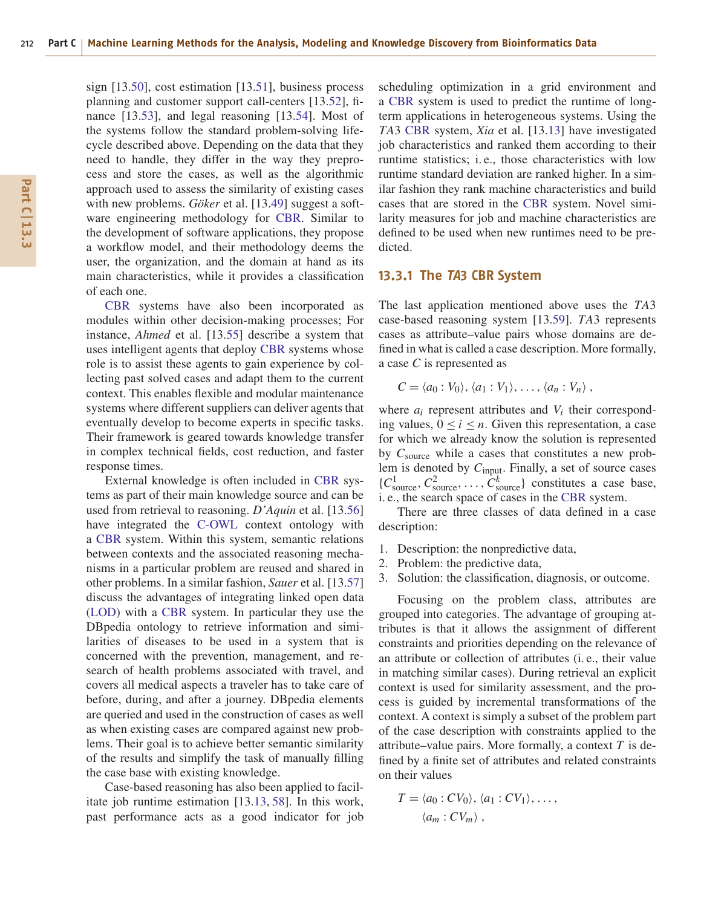sign [13.50], cost estimation [13.51], business process planning and customer support call-centers [13.52], finance [13.53], and legal reasoning [13.54]. Most of the systems follow the standard problem-solving lifecycle described above. Depending on the data that they need to handle, they differ in the way they preprocess and store the cases, as well as the algorithmic approach used to assess the similarity of existing cases with new problems. *Göker* et al. [13.49] suggest a software engineering methodology for CBR. Similar to the development of software applications, they propose a workflow model, and their methodology deems the user, the organization, and the domain at hand as its main characteristics, while it provides a classification of each one.

CBR systems have also been incorporated as modules within other decision-making processes; For instance, *Ahmed* et al. [13.55] describe a system that uses intelligent agents that deploy CBR systems whose role is to assist these agents to gain experience by collecting past solved cases and adapt them to the current context. This enables flexible and modular maintenance systems where different suppliers can deliver agents that eventually develop to become experts in specific tasks. Their framework is geared towards knowledge transfer in complex technical fields, cost reduction, and faster response times.

External knowledge is often included in CBR systems as part of their main knowledge source and can be used from retrieval to reasoning. *D'Aquin* et al. [13.56] have integrated the C-OWL context ontology with a CBR system. Within this system, semantic relations between contexts and the associated reasoning mechanisms in a particular problem are reused and shared in other problems. In a similar fashion, *Sauer* et al. [13.57] discuss the advantages of integrating linked open data (LOD) with a CBR system. In particular they use the DBpedia ontology to retrieve information and similarities of diseases to be used in a system that is concerned with the prevention, management, and research of health problems associated with travel, and covers all medical aspects a traveler has to take care of before, during, and after a journey. DBpedia elements are queried and used in the construction of cases as well as when existing cases are compared against new problems. Their goal is to achieve better semantic similarity of the results and simplify the task of manually filling the case base with existing knowledge.

Case-based reasoning has also been applied to facilitate job runtime estimation [13.13, 58]. In this work, past performance acts as a good indicator for job scheduling optimization in a grid environment and a CBR system is used to predict the runtime of long-term applications in heterogeneous systems. Using the *TA*3 CBR system, *Xia* et al. [13.13] have investigated job characteristics and ranked them according to their runtime statistics; i. e., those characteristics with low runtime standard deviation are ranked higher. In a similar fashion they rank machine characteristics and build cases that are stored in the CBR system. Novel similarity measures for job and machine characteristics are defined to be used when new runtimes need to be predicted.

### 13.3.1 The *TA*3 CBR System

The last application mentioned above uses the *TA*3 case-based reasoning system [13.59]. *TA*3 represents cases as attribute–value pairs whose domains are defined in what is called a case description. More formally, a case $C$ is represented as

$$C = \langle a_0 : V_0 \rangle, \langle a_1 : V_1 \rangle, \ldots, \langle a_n : V_n \rangle \;,$$

where $a_i$ represent attributes and $V_i$ their corresponding values, $0 \le i \le n$. Given this representation, a case for which we already know the solution is represented by $C_{\text{source}}$ while a cases that constitutes a new problem is denoted by $C_{\text{input}}$. Finally, a set of source cases $\{C^1_{\text{source}}, C^2_{\text{source}}, \ldots, C^k_{\text{source}}\}$ constitutes a case base, i. e., the search space of cases in the CBR system.

There are three classes of data defined in a case description:

1. Description: the nonpredictive data,
2. Problem: the predictive data,
3. Solution: the classification, diagnosis, or outcome.

Focusing on the problem class, attributes are grouped into categories. The advantage of grouping attributes is that it allows the assignment of different constraints and priorities depending on the relevance of an attribute or collection of attributes (i. e., their value in matching similar cases). During retrieval an explicit context is used for similarity assessment, and the process is guided by incremental transformations of the context. A context is simply a subset of the problem part of the case description with constraints applied to the attribute–value pairs. More formally, a context $T$ is defined by a finite set of attributes and related constraints on their values

$$T = \langle a_0 : CV_0 \rangle, \langle a_1 : CV_1 \rangle, \ldots, \langle a_m : CV_m \rangle \;,$$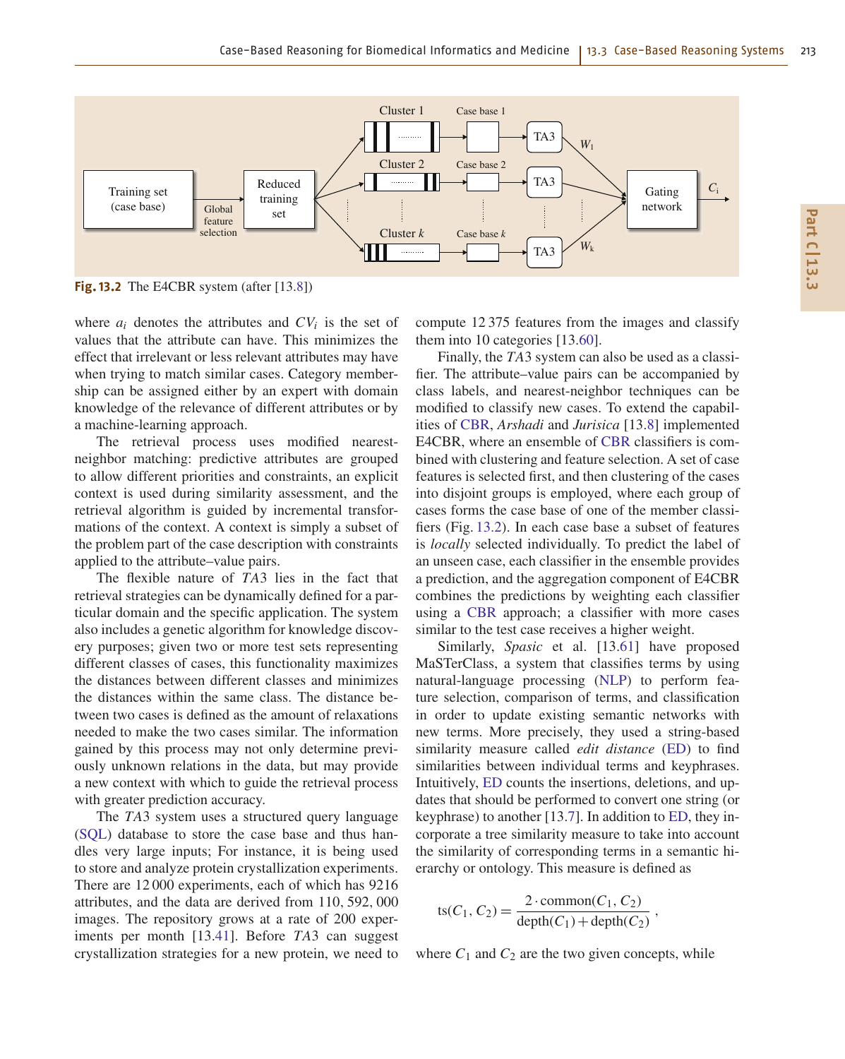Fig. 13.2 The E4CBR system (after [13.8])

where $a_i$ denotes the attributes and $CV_i$ is the set of values that the attribute can have. This minimizes the effect that irrelevant or less relevant attributes may have when trying to match similar cases. Category membership can be assigned either by an expert with domain knowledge of the relevance of different attributes or by a machine-learning approach.

The retrieval process uses modified nearest-neighbor matching: predictive attributes are grouped to allow different priorities and constraints, an explicit context is used during similarity assessment, and the retrieval algorithm is guided by incremental transformations of the context. A context is simply a subset of the problem part of the case description with constraints applied to the attribute–value pairs.

The flexible nature of *TA*3 lies in the fact that retrieval strategies can be dynamically defined for a particular domain and the specific application. The system also includes a genetic algorithm for knowledge discovery purposes; given two or more test sets representing different classes of cases, this functionality maximizes the distances between different classes and minimizes the distances within the same class. The distance between two cases is defined as the amount of relaxations needed to make the two cases similar. The information gained by this process may not only determine previously unknown relations in the data, but may provide a new context with which to guide the retrieval process with greater prediction accuracy.

The *TA*3 system uses a structured query language (SQL) database to store the case base and thus handles very large inputs; For instance, it is being used to store and analyze protein crystallization experiments. There are 12 000 experiments, each of which has 9216 attributes, and the data are derived from 110, 592, 000 images. The repository grows at a rate of 200 experiments per month [13.41]. Before *TA*3 can suggest crystallization strategies for a new protein, we need to compute 12 375 features from the images and classify them into 10 categories [13.60].

Finally, the *TA*3 system can also be used as a classifier. The attribute–value pairs can be accompanied by class labels, and nearest-neighbor techniques can be modified to classify new cases. To extend the capabilities of CBR, *Arshadi* and *Jurisica* [13.8] implemented E4CBR, where an ensemble of CBR classifiers is combined with clustering and feature selection. A set of case features is selected first, and then clustering of the cases into disjoint groups is employed, where each group of cases forms the case base of one of the member classifiers (Fig. 13.2). In each case base a subset of features is *locally* selected individually. To predict the label of an unseen case, each classifier in the ensemble provides a prediction, and the aggregation component of E4CBR combines the predictions by weighting each classifier using a CBR approach; a classifier with more cases similar to the test case receives a higher weight.

Similarly, *Spasic* et al. [13.61] have proposed MaSTerClass, a system that classifies terms by using natural-language processing (NLP) to perform feature selection, comparison of terms, and classification in order to update existing semantic networks with new terms. More precisely, they used a string-based similarity measure called *edit distance* (ED) to find similarities between individual terms and keyphrases. Intuitively, ED counts the insertions, deletions, and updates that should be performed to convert one string (or keyphrase) to another [13.7]. In addition to ED, they incorporate a tree similarity measure to take into account the similarity of corresponding terms in a semantic hierarchy or ontology. This measure is defined as

$$\mathrm{ts}(C_1, C_2) = \frac{2 \cdot \mathrm{common}(C_1, C_2)}{\mathrm{depth}(C_1) + \mathrm{depth}(C_2)} ,$$

where $C_1$ and $C_2$ are the two given concepts, while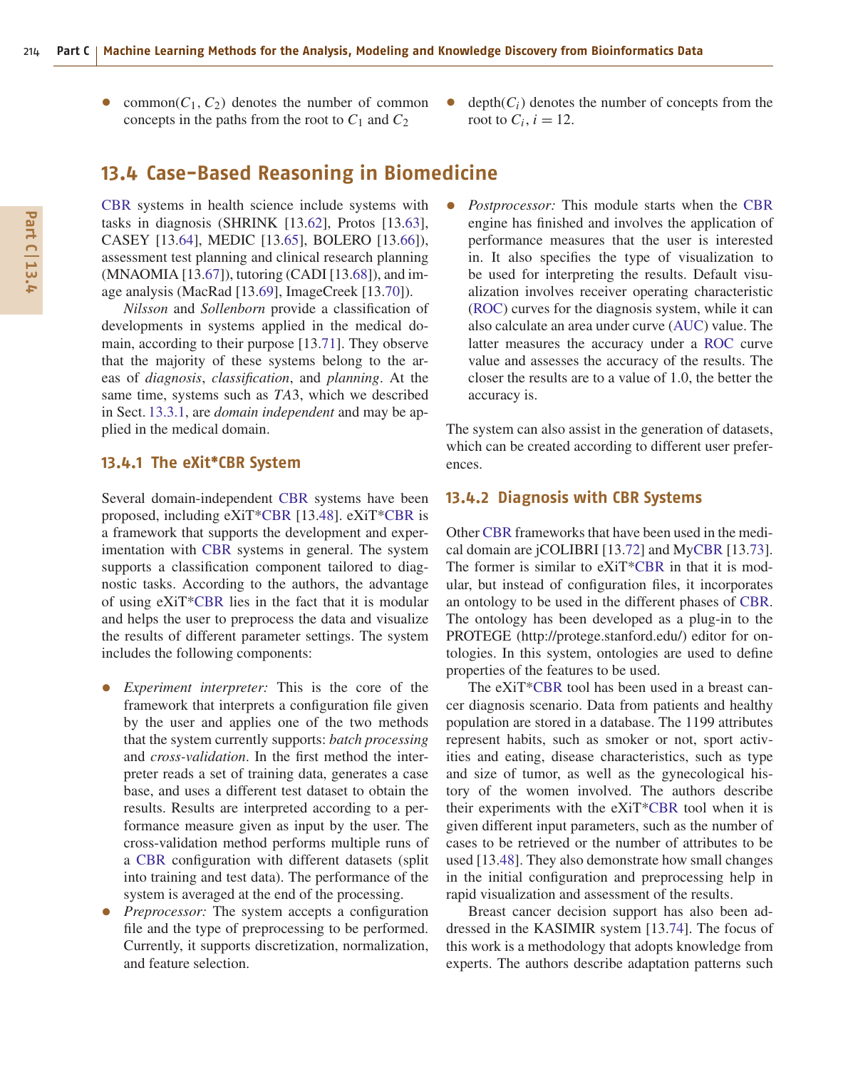- common($C_1, C_2$) denotes the number of common concepts in the paths from the root to $C_1$ and $C_2$
- depth($C_i$) denotes the number of concepts from the root to $C_i$, $i = 12$.

## 13.4 Case-Based Reasoning in Biomedicine

CBR systems in health science include systems with tasks in diagnosis (SHRINK [13.62], Protos [13.63], CASEY [13.64], MEDIC [13.65], BOLERO [13.66]), assessment test planning and clinical research planning (MNAOMIA [13.67]), tutoring (CADI [13.68]), and image analysis (MacRad [13.69], ImageCreek [13.70]).

*Nilsson* and *Sollenborn* provide a classification of developments in systems applied in the medical domain, according to their purpose [13.71]. They observe that the majority of these systems belong to the areas of *diagnosis*, *classification*, and *planning*. At the same time, systems such as *TA*3, which we described in Sect. 13.3.1, are *domain independent* and may be applied in the medical domain.

### 13.4.1 The eXiT*CBR System

Several domain-independent CBR systems have been proposed, including eXiT*CBR [13.48]. eXiT*CBR is a framework that supports the development and experimentation with CBR systems in general. The system supports a classification component tailored to diagnostic tasks. According to the authors, the advantage of using eXiT*CBR lies in the fact that it is modular and helps the user to preprocess the data and visualize the results of different parameter settings. The system includes the following components:

- *Experiment interpreter:* This is the core of the framework that interprets a configuration file given by the user and applies one of the two methods that the system currently supports: *batch processing* and *cross-validation*. In the first method the interpreter reads a set of training data, generates a case base, and uses a different test dataset to obtain the results. Results are interpreted according to a performance measure given as input by the user. The cross-validation method performs multiple runs of a CBR configuration with different datasets (split into training and test data). The performance of the system is averaged at the end of the processing.
- *Preprocessor:* The system accepts a configuration file and the type of preprocessing to be performed. Currently, it supports discretization, normalization, and feature selection.
- *Postprocessor:* This module starts when the CBR engine has finished and involves the application of performance measures that the user is interested in. It also specifies the type of visualization to be used for interpreting the results. Default visualization involves receiver operating characteristic (ROC) curves for the diagnosis system, while it can also calculate an area under curve (AUC) value. The latter measures the accuracy under a ROC curve value and assesses the accuracy of the results. The closer the results are to a value of 1.0, the better the accuracy is.

The system can also assist in the generation of datasets, which can be created according to different user preferences.

### 13.4.2 Diagnosis with CBR Systems

Other CBR frameworks that have been used in the medical domain are jCOLIBRI [13.72] and MyCBR [13.73]. The former is similar to eXiT*CBR in that it is modular, but instead of configuration files, it incorporates an ontology to be used in the different phases of CBR. The ontology has been developed as a plug-in to the PROTEGE (http://protege.stanford.edu/) editor for ontologies. In this system, ontologies are used to define properties of the features to be used.

The eXiT*CBR tool has been used in a breast cancer diagnosis scenario. Data from patients and healthy population are stored in a database. The 1199 attributes represent habits, such as smoker or not, sport activities and eating, disease characteristics, such as type and size of tumor, as well as the gynecological history of the women involved. The authors describe their experiments with the eXiT*CBR tool when it is given different input parameters, such as the number of cases to be retrieved or the number of attributes to be used [13.48]. They also demonstrate how small changes in the initial configuration and preprocessing help in rapid visualization and assessment of the results.

Breast cancer decision support has also been addressed in the KASIMIR system [13.74]. The focus of this work is a methodology that adopts knowledge from experts. The authors describe adaptation patterns such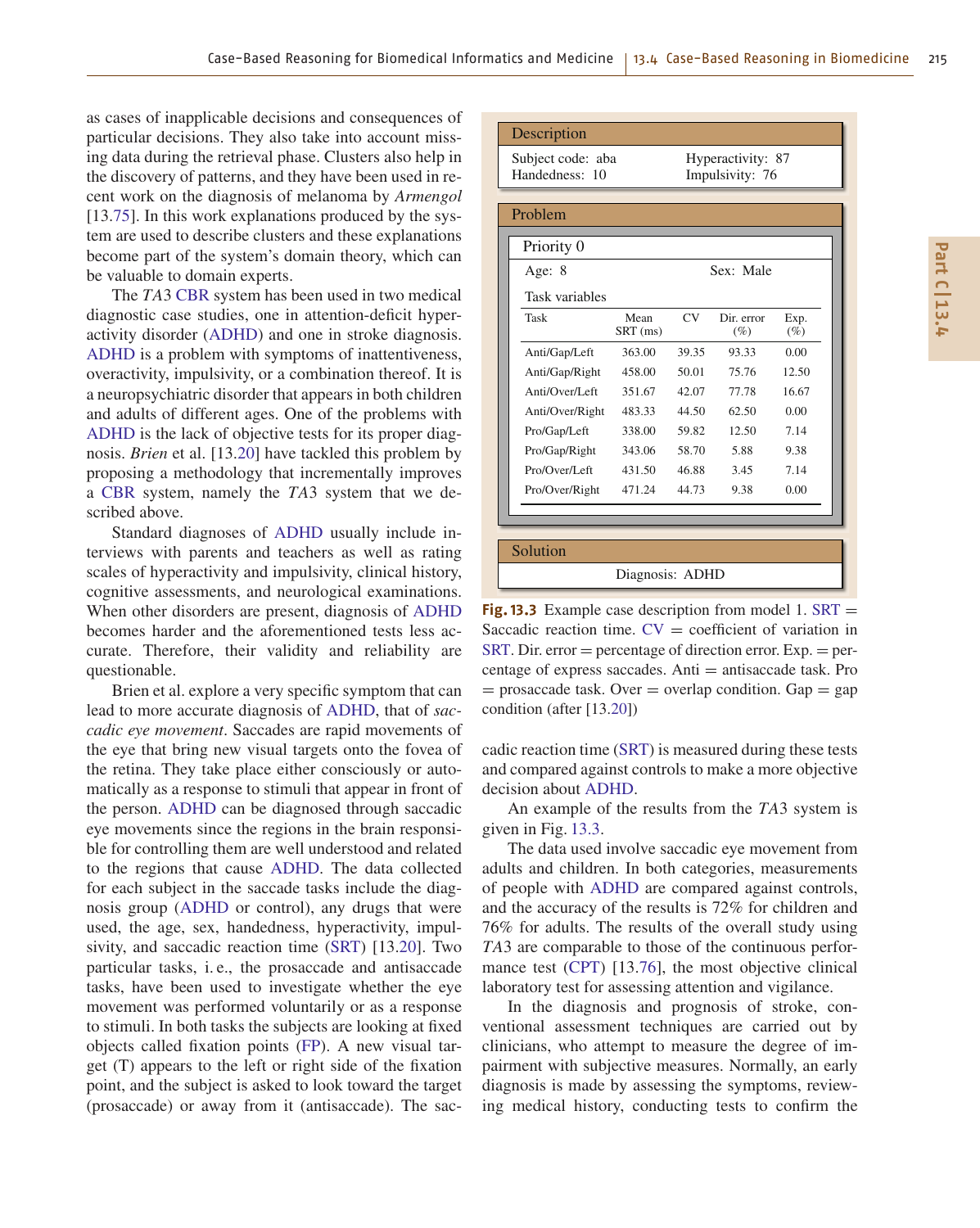as cases of inapplicable decisions and consequences of particular decisions. They also take into account missing data during the retrieval phase. Clusters also help in the discovery of patterns, and they have been used in recent work on the diagnosis of melanoma by *Armengol* [13.75]. In this work explanations produced by the system are used to describe clusters and these explanations become part of the system's domain theory, which can be valuable to domain experts.

The *TA*3 CBR system has been used in two medical diagnostic case studies, one in attention-deficit hyperactivity disorder (ADHD) and one in stroke diagnosis. ADHD is a problem with symptoms of inattentiveness, overactivity, impulsivity, or a combination thereof. It is a neuropsychiatric disorder that appears in both children and adults of different ages. One of the problems with ADHD is the lack of objective tests for its proper diagnosis. *Brien* et al. [13.20] have tackled this problem by proposing a methodology that incrementally improves a CBR system, namely the *TA*3 system that we described above.

Standard diagnoses of ADHD usually include interviews with parents and teachers as well as rating scales of hyperactivity and impulsivity, clinical history, cognitive assessments, and neurological examinations. When other disorders are present, diagnosis of ADHD becomes harder and the aforementioned tests less accurate. Therefore, their validity and reliability are questionable.

Brien et al. explore a very specific symptom that can lead to more accurate diagnosis of ADHD, that of *saccadic eye movement*. Saccades are rapid movements of the eye that bring new visual targets onto the fovea of the retina. They take place either consciously or automatically as a response to stimuli that appear in front of the person. ADHD can be diagnosed through saccadic eye movements since the regions in the brain responsible for controlling them are well understood and related to the regions that cause ADHD. The data collected for each subject in the saccade tasks include the diagnosis group (ADHD or control), any drugs that were used, the age, sex, handedness, hyperactivity, impulsivity, and saccadic reaction time (SRT) [13.20]. Two particular tasks, i. e., the prosaccade and antisaccade tasks, have been used to investigate whether the eye movement was performed voluntarily or as a response to stimuli. In both tasks the subjects are looking at fixed objects called fixation points (FP). A new visual target (T) appears to the left or right side of the fixation point, and the subject is asked to look toward the target (prosaccade) or away from it (antisaccade). The saccadic reaction time (SRT) is measured during these tests and compared against controls to make a more objective decision about ADHD.

**Description**

Subject code: aba — Hyperactivity: 87
Handedness: 10 — Impulsivity: 76

**Problem**

Priority 0

Age: 8 — Sex: Male

Task variables

| Task | Mean SRT (ms) | CV | Dir. error (%) | Exp. (%) |
|---|---|---|---|---|
| Anti/Gap/Left | 363.00 | 39.35 | 93.33 | 0.00 |
| Anti/Gap/Right | 458.00 | 50.01 | 75.76 | 12.50 |
| Anti/Over/Left | 351.67 | 42.07 | 77.78 | 16.67 |
| Anti/Over/Right | 483.33 | 44.50 | 62.50 | 0.00 |
| Pro/Gap/Left | 338.00 | 59.82 | 12.50 | 7.14 |
| Pro/Gap/Right | 343.06 | 58.70 | 5.88 | 9.38 |
| Pro/Over/Left | 431.50 | 46.88 | 3.45 | 7.14 |
| Pro/Over/Right | 471.24 | 44.73 | 9.38 | 0.00 |

**Solution**

Diagnosis: ADHD

**Fig. 13.3** Example case description from model 1. SRT = Saccadic reaction time. CV = coefficient of variation in SRT. Dir. error = percentage of direction error. Exp. = percentage of express saccades. Anti = antisaccade task. Pro = prosaccade task. Over = overlap condition. Gap = gap condition (after [13.20])

An example of the results from the *TA*3 system is given in Fig. 13.3.

The data used involve saccadic eye movement from adults and children. In both categories, measurements of people with ADHD are compared against controls, and the accuracy of the results is 72% for children and 76% for adults. The results of the overall study using *TA*3 are comparable to those of the continuous performance test (CPT) [13.76], the most objective clinical laboratory test for assessing attention and vigilance.

In the diagnosis and prognosis of stroke, conventional assessment techniques are carried out by clinicians, who attempt to measure the degree of impairment with subjective measures. Normally, an early diagnosis is made by assessing the symptoms, reviewing medical history, conducting tests to confirm the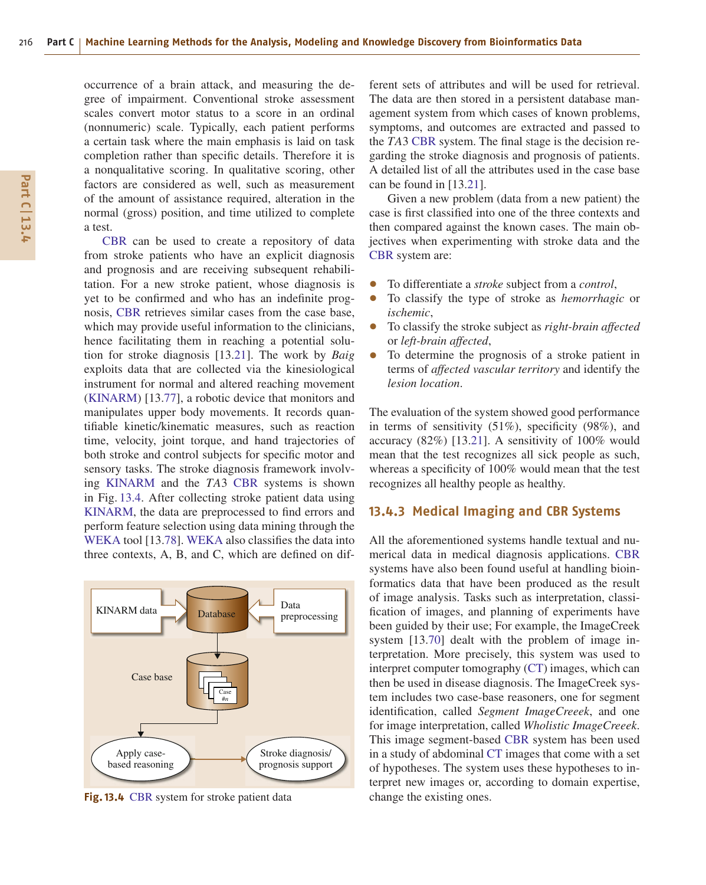occurrence of a brain attack, and measuring the degree of impairment. Conventional stroke assessment scales convert motor status to a score in an ordinal (nonnumeric) scale. Typically, each patient performs a certain task where the main emphasis is laid on task completion rather than specific details. Therefore it is a nonqualitative scoring. In qualitative scoring, other factors are considered as well, such as measurement of the amount of assistance required, alteration in the normal (gross) position, and time utilized to complete a test.

CBR can be used to create a repository of data from stroke patients who have an explicit diagnosis and prognosis and are receiving subsequent rehabilitation. For a new stroke patient, whose diagnosis is yet to be confirmed and who has an indefinite prognosis, CBR retrieves similar cases from the case base, which may provide useful information to the clinicians, hence facilitating them in reaching a potential solution for stroke diagnosis [13.21]. The work by *Baig* exploits data that are collected via the kinesiological instrument for normal and altered reaching movement (KINARM) [13.77], a robotic device that monitors and manipulates upper body movements. It records quantifiable kinetic/kinematic measures, such as reaction time, velocity, joint torque, and hand trajectories of both stroke and control subjects for specific motor and sensory tasks. The stroke diagnosis framework involving KINARM and the *TA*3 CBR systems is shown in Fig. 13.4. After collecting stroke patient data using KINARM, the data are preprocessed to find errors and perform feature selection using data mining through the WEKA tool [13.78]. WEKA also classifies the data into three contexts, A, B, and C, which are defined on different sets of attributes and will be used for retrieval. The data are then stored in a persistent database management system from which cases of known problems, symptoms, and outcomes are extracted and passed to the *TA*3 CBR system. The final stage is the decision regarding the stroke diagnosis and prognosis of patients. A detailed list of all the attributes used in the case base can be found in [13.21].

KINARM data → Database ← Data preprocessing
Database → Case base (Case #n)
Case base → Apply case-based reasoning → Stroke diagnosis/ prognosis support

**Fig. 13.4** CBR system for stroke patient data

Given a new problem (data from a new patient) the case is first classified into one of the three contexts and then compared against the known cases. The main objectives when experimenting with stroke data and the CBR system are:

- To differentiate a *stroke* subject from a *control*,
- To classify the type of stroke as *hemorrhagic* or *ischemic*,
- To classify the stroke subject as *right-brain affected* or *left-brain affected*,
- To determine the prognosis of a stroke patient in terms of *affected vascular territory* and identify the *lesion location*.

The evaluation of the system showed good performance in terms of sensitivity (51%), specificity (98%), and accuracy (82%) [13.21]. A sensitivity of 100% would mean that the test recognizes all sick people as such, whereas a specificity of 100% would mean that the test recognizes all healthy people as healthy.

### 13.4.3 Medical Imaging and CBR Systems

All the aforementioned systems handle textual and numerical data in medical diagnosis applications. CBR systems have also been found useful at handling bioinformatics data that have been produced as the result of image analysis. Tasks such as interpretation, classification of images, and planning of experiments have been guided by their use; For example, the ImageCreek system [13.70] dealt with the problem of image interpretation. More precisely, this system was used to interpret computer tomography (CT) images, which can then be used in disease diagnosis. The ImageCreek system includes two case-base reasoners, one for segment identification, called *Segment ImageCreek*, and one for image interpretation, called *Wholistic ImageCreeek*. This image segment-based CBR system has been used in a study of abdominal CT images that come with a set of hypotheses. The system uses these hypotheses to interpret new images or, according to domain expertise, change the existing ones.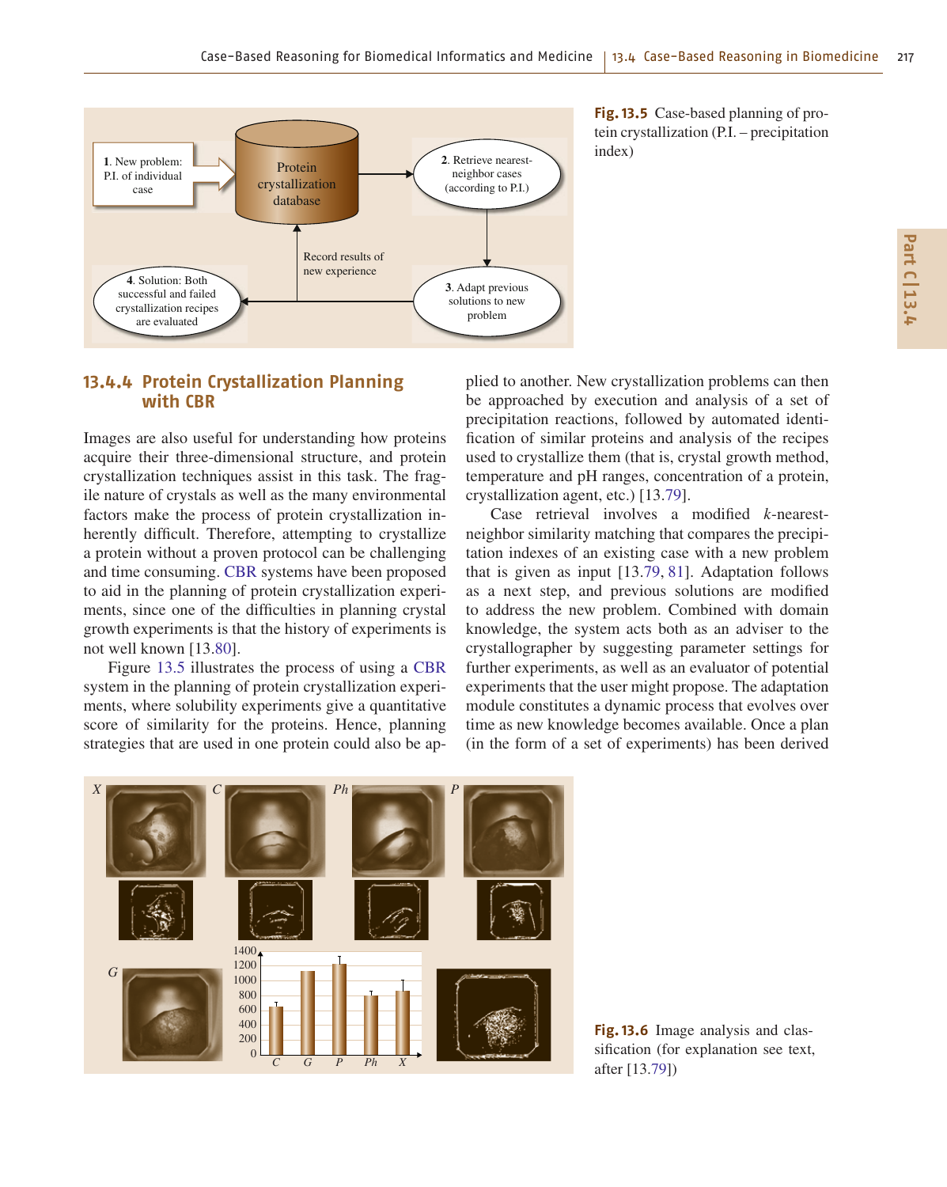1. New problem: P.I. of individual case

Protein crystallization database

2. Retrieve nearest-neighbor cases (according to P.I.)

3. Adapt previous solutions to new problem

Record results of new experience

4. Solution: Both successful and failed crystallization recipes are evaluated

**Fig. 13.5** Case-based planning of protein crystallization (P.I. – precipitation index)

### 13.4.4 Protein Crystallization Planning with CBR

Images are also useful for understanding how proteins acquire their three-dimensional structure, and protein crystallization techniques assist in this task. The fragile nature of crystals as well as the many environmental factors make the process of protein crystallization inherently difficult. Therefore, attempting to crystallize a protein without a proven protocol can be challenging and time consuming. CBR systems have been proposed to aid in the planning of protein crystallization experiments, since one of the difficulties in planning crystal growth experiments is that the history of experiments is not well known [13.80].

Figure 13.5 illustrates the process of using a CBR system in the planning of protein crystallization experiments, where solubility experiments give a quantitative score of similarity for the proteins. Hence, planning strategies that are used in one protein could also be applied to another. New crystallization problems can then be approached by execution and analysis of a set of precipitation reactions, followed by automated identification of similar proteins and analysis of the recipes used to crystallize them (that is, crystal growth method, temperature and pH ranges, concentration of a protein, crystallization agent, etc.) [13.79].

Case retrieval involves a modified $k$-nearest-neighbor similarity matching that compares the precipitation indexes of an existing case with a new problem that is given as input [13.79, 81]. Adaptation follows as a next step, and previous solutions are modified to address the new problem. Combined with domain knowledge, the system acts both as an adviser to the crystallographer by suggesting parameter settings for further experiments, as well as an evaluator of potential experiments that the user might propose. The adaptation module constitutes a dynamic process that evolves over time as new knowledge becomes available. Once a plan (in the form of a set of experiments) has been derived

X C Ph P

G

1400
1200
1000
800
600
400
200
0
C G P Ph X

**Fig. 13.6** Image analysis and classification (for explanation see text, after [13.79])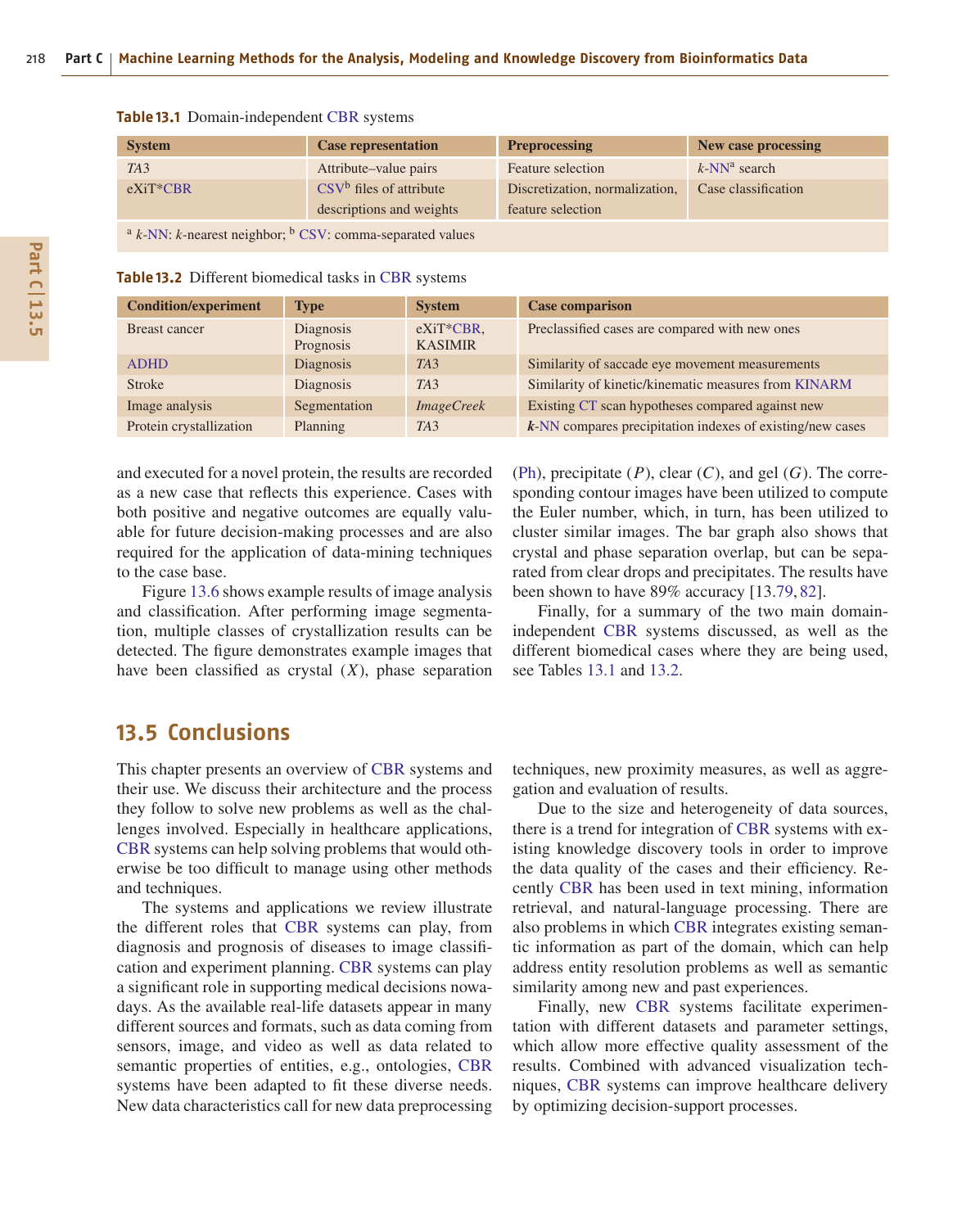**Table 13.1** Domain-independent CBR systems

| System | Case representation | Preprocessing | New case processing |
|---|---|---|---|
| *TA3* | Attribute–value pairs | Feature selection | *k*-NN[a] search |
| eXiT*CBR | CSV[b] files of attribute descriptions and weights | Discretization, normalization, feature selection | Case classification |

[a] *k*-NN: *k*-nearest neighbor; [b] CSV: comma-separated values

**Table 13.2** Different biomedical tasks in CBR systems

| Condition/experiment | Type | System | Case comparison |
|---|---|---|---|
| Breast cancer | Diagnosis Prognosis | eXiT*CBR, KASIMIR | Preclassified cases are compared with new ones |
| ADHD | Diagnosis | *TA3* | Similarity of saccade eye movement measurements |
| Stroke | Diagnosis | *TA3* | Similarity of kinetic/kinematic measures from KINARM |
| Image analysis | Segmentation | *ImageCreek* | Existing CT scan hypotheses compared against new |
| Protein crystallization | Planning | *TA3* | ***k***-NN compares precipitation indexes of existing/new cases |

and executed for a novel protein, the results are recorded as a new case that reflects this experience. Cases with both positive and negative outcomes are equally valuable for future decision-making processes and are also required for the application of data-mining techniques to the case base.

Figure 13.6 shows example results of image analysis and classification. After performing image segmentation, multiple classes of crystallization results can be detected. The figure demonstrates example images that have been classified as crystal ($X$), phase separation (Ph), precipitate ($P$), clear ($C$), and gel ($G$). The corresponding contour images have been utilized to compute the Euler number, which, in turn, has been utilized to cluster similar images. The bar graph also shows that crystal and phase separation overlap, but can be separated from clear drops and precipitates. The results have been shown to have 89% accuracy [13.79, 82].

Finally, for a summary of the two main domain-independent CBR systems discussed, as well as the different biomedical cases where they are being used, see Tables 13.1 and 13.2.

## 13.5 Conclusions

This chapter presents an overview of CBR systems and their use. We discuss their architecture and the process they follow to solve new problems as well as the challenges involved. Especially in healthcare applications, CBR systems can help solving problems that would otherwise be too difficult to manage using other methods and techniques.

The systems and applications we review illustrate the different roles that CBR systems can play, from diagnosis and prognosis of diseases to image classification and experiment planning. CBR systems can play a significant role in supporting medical decisions nowadays. As the available real-life datasets appear in many different sources and formats, such as data coming from sensors, image, and video as well as data related to semantic properties of entities, e.g., ontologies, CBR systems have been adapted to fit these diverse needs. New data characteristics call for new data preprocessing techniques, new proximity measures, as well as aggregation and evaluation of results.

Due to the size and heterogeneity of data sources, there is a trend for integration of CBR systems with existing knowledge discovery tools in order to improve the data quality of the cases and their efficiency. Recently CBR has been used in text mining, information retrieval, and natural-language processing. There are also problems in which CBR integrates existing semantic information as part of the domain, which can help address entity resolution problems as well as semantic similarity among new and past experiences.

Finally, new CBR systems facilitate experimentation with different datasets and parameter settings, which allow more effective quality assessment of the results. Combined with advanced visualization techniques, CBR systems can improve healthcare delivery by optimizing decision-support processes.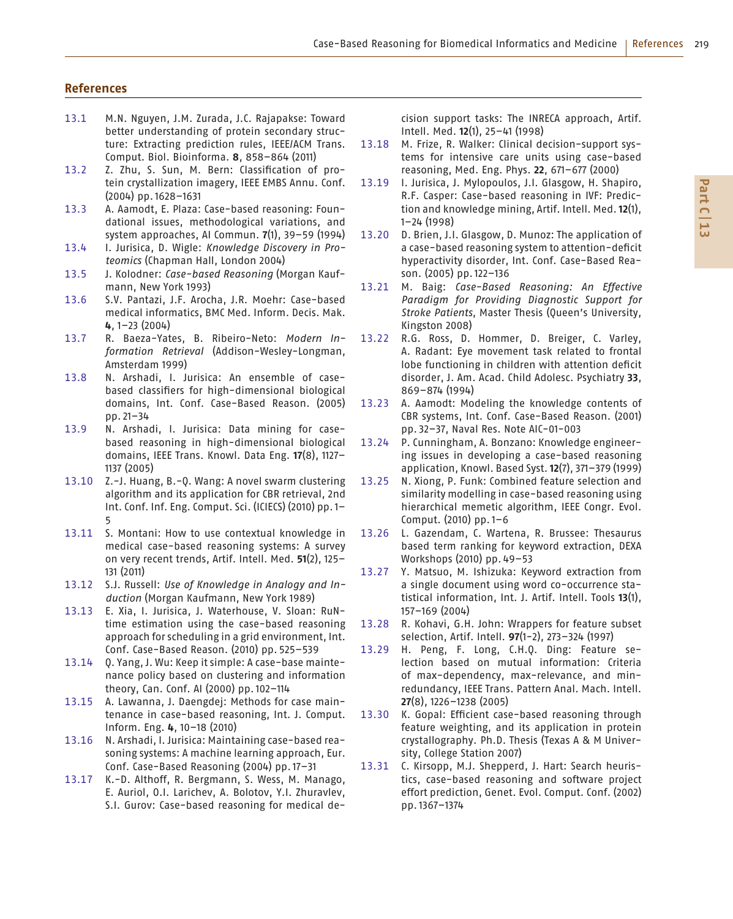## References

13.1 M.N. Nguyen, J.M. Zurada, J.C. Rajapakse: Toward better understanding of protein secondary structure: Extracting prediction rules, IEEE/ACM Trans. Comput. Biol. Bioinforma. **8**, 858–864 (2011)

13.2 Z. Zhu, S. Sun, M. Bern: Classification of protein crystallization imagery, IEEE EMBS Annu. Conf. (2004) pp. 1628–1631

13.3 A. Aamodt, E. Plaza: Case-based reasoning: Foundational issues, methodological variations, and system approaches, AI Commun. **7**(1), 39–59 (1994)

13.4 I. Jurisica, D. Wigle: *Knowledge Discovery in Proteomics* (Chapman Hall, London 2004)

13.5 J. Kolodner: *Case-based Reasoning* (Morgan Kaufmann, New York 1993)

13.6 S.V. Pantazi, J.F. Arocha, J.R. Moehr: Case-based medical informatics, BMC Med. Inform. Decis. Mak. **4**, 1–23 (2004)

13.7 R. Baeza-Yates, B. Ribeiro-Neto: *Modern Information Retrieval* (Addison-Wesley-Longman, Amsterdam 1999)

13.8 N. Arshadi, I. Jurisica: An ensemble of case-based classifiers for high-dimensional biological domains, Int. Conf. Case-Based Reason. (2005) pp. 21–34

13.9 N. Arshadi, I. Jurisica: Data mining for case-based reasoning in high-dimensional biological domains, IEEE Trans. Knowl. Data Eng. **17**(8), 1127–1137 (2005)

13.10 Z.-J. Huang, B.-Q. Wang: A novel swarm clustering algorithm and its application for CBR retrieval, 2nd Int. Conf. Inf. Eng. Comput. Sci. (ICIECS) (2010) pp. 1–5

13.11 S. Montani: How to use contextual knowledge in medical case-based reasoning systems: A survey on very recent trends, Artif. Intell. Med. **51**(2), 125–131 (2011)

13.12 S.J. Russell: *Use of Knowledge in Analogy and Induction* (Morgan Kaufmann, New York 1989)

13.13 E. Xia, I. Jurisica, J. Waterhouse, V. Sloan: RuNtime estimation using the case-based reasoning approach for scheduling in a grid environment, Int. Conf. Case-Based Reason. (2010) pp. 525–539

13.14 Q. Yang, J. Wu: Keep it simple: A case-base maintenance policy based on clustering and information theory, Can. Conf. AI (2000) pp. 102–114

13.15 A. Lawanna, J. Daengdej: Methods for case maintenance in case-based reasoning, Int. J. Comput. Inform. Eng. **4**, 10–18 (2010)

13.16 N. Arshadi, I. Jurisica: Maintaining case-based reasoning systems: A machine learning approach, Eur. Conf. Case-Based Reasoning (2004) pp. 17–31

13.17 K.-D. Althoff, R. Bergmann, S. Wess, M. Manago, E. Auriol, O.I. Larichev, A. Bolotov, Y.I. Zhuravlev, S.I. Gurov: Case-based reasoning for medical decision support tasks: The INRECA approach, Artif. Intell. Med. **12**(1), 25–41 (1998)

13.18 M. Frize, R. Walker: Clinical decision-support systems for intensive care units using case-based reasoning, Med. Eng. Phys. **22**, 671–677 (2000)

13.19 I. Jurisica, J. Mylopoulos, J.I. Glasgow, H. Shapiro, R.F. Casper: Case-based reasoning in IVF: Prediction and knowledge mining, Artif. Intell. Med. **12**(1), 1–24 (1998)

13.20 D. Brien, J.I. Glasgow, D. Munoz: The application of a case-based reasoning system to attention-deficit hyperactivity disorder, Int. Conf. Case-Based Reason. (2005) pp. 122–136

13.21 M. Baig: *Case-Based Reasoning: An Effective Paradigm for Providing Diagnostic Support for Stroke Patients*, Master Thesis (Queen's University, Kingston 2008)

13.22 R.G. Ross, D. Hommer, D. Breiger, C. Varley, A. Radant: Eye movement task related to frontal lobe functioning in children with attention deficit disorder, J. Am. Acad. Child Adolesc. Psychiatry **33**, 869–874 (1994)

13.23 A. Aamodt: Modeling the knowledge contents of CBR systems, Int. Conf. Case-Based Reason. (2001) pp. 32–37, Naval Res. Note AIC-01-003

13.24 P. Cunningham, A. Bonzano: Knowledge engineering issues in developing a case-based reasoning application, Knowl. Based Syst. **12**(7), 371–379 (1999)

13.25 N. Xiong, P. Funk: Combined feature selection and similarity modelling in case-based reasoning using hierarchical memetic algorithm, IEEE Congr. Evol. Comput. (2010) pp. 1–6

13.26 L. Gazendam, C. Wartena, R. Brussee: Thesaurus based term ranking for keyword extraction, DEXA Workshops (2010) pp. 49–53

13.27 Y. Matsuo, M. Ishizuka: Keyword extraction from a single document using word co-occurrence statistical information, Int. J. Artif. Intell. Tools **13**(1), 157–169 (2004)

13.28 R. Kohavi, G.H. John: Wrappers for feature subset selection, Artif. Intell. **97**(1-2), 273–324 (1997)

13.29 H. Peng, F. Long, C.H.Q. Ding: Feature selection based on mutual information: Criteria of max-dependency, max-relevance, and min-redundancy, IEEE Trans. Pattern Anal. Mach. Intell. **27**(8), 1226–1238 (2005)

13.30 K. Gopal: Efficient case-based reasoning through feature weighting, and its application in protein crystallography. Ph.D. Thesis (Texas A & M University, College Station 2007)

13.31 C. Kirsopp, M.J. Shepperd, J. Hart: Search heuristics, case-based reasoning and software project effort prediction, Genet. Evol. Comput. Conf. (2002) pp. 1367–1374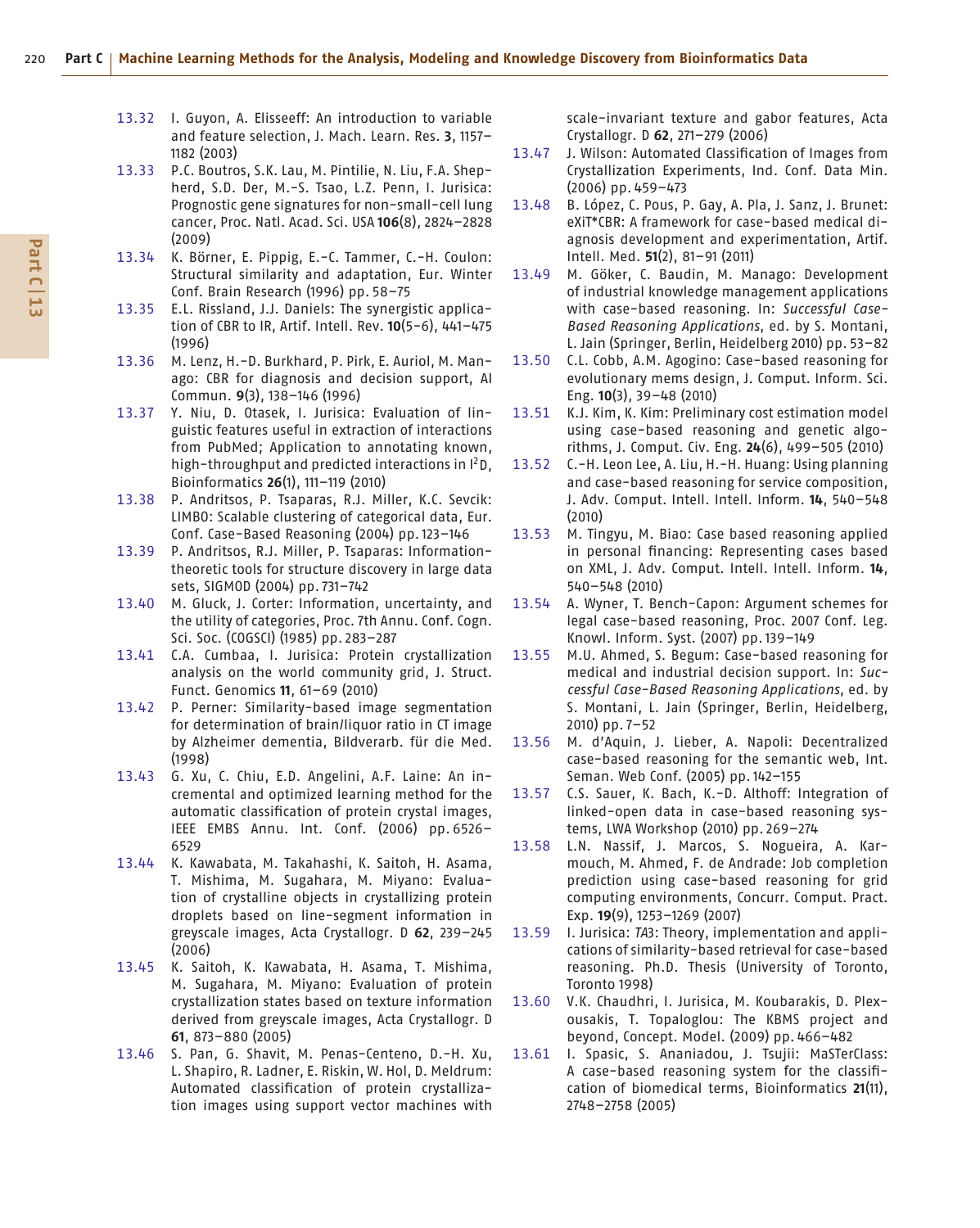13.32 I. Guyon, A. Elisseeff: An introduction to variable and feature selection, J. Mach. Learn. Res. **3**, 1157–1182 (2003)

13.33 P.C. Boutros, S.K. Lau, M. Pintilie, N. Liu, F.A. Shepherd, S.D. Der, M.-S. Tsao, L.Z. Penn, I. Jurisica: Prognostic gene signatures for non-small-cell lung cancer, Proc. Natl. Acad. Sci. USA **106**(8), 2824–2828 (2009)

13.34 K. Börner, E. Pippig, E.-C. Tammer, C.-H. Coulon: Structural similarity and adaptation, Eur. Winter Conf. Brain Research (1996) pp. 58–75

13.35 E.L. Rissland, J.J. Daniels: The synergistic application of CBR to IR, Artif. Intell. Rev. **10**(5-6), 441–475 (1996)

13.36 M. Lenz, H.-D. Burkhard, P. Pirk, E. Auriol, M. Manago: CBR for diagnosis and decision support, AI Commun. **9**(3), 138–146 (1996)

13.37 Y. Niu, D. Otasek, I. Jurisica: Evaluation of linguistic features useful in extraction of interactions from PubMed; Application to annotating known, high-throughput and predicted interactions in $I^2D$, Bioinformatics **26**(1), 111–119 (2010)

13.38 P. Andritsos, P. Tsaparas, R.J. Miller, K.C. Sevcik: LIMBO: Scalable clustering of categorical data, Eur. Conf. Case-Based Reasoning (2004) pp. 123–146

13.39 P. Andritsos, R.J. Miller, P. Tsaparas: Information-theoretic tools for structure discovery in large data sets, SIGMOD (2004) pp. 731–742

13.40 M. Gluck, J. Corter: Information, uncertainty, and the utility of categories, Proc. 7th Annu. Conf. Cogn. Sci. Soc. (COGSCI) (1985) pp. 283–287

13.41 C.A. Cumbaa, I. Jurisica: Protein crystallization analysis on the world community grid, J. Struct. Funct. Genomics **11**, 61–69 (2010)

13.42 P. Perner: Similarity-based image segmentation for determination of brain/liquor ratio in CT image by Alzheimer dementia, Bildverarb. für die Med. (1998)

13.43 G. Xu, C. Chiu, E.D. Angelini, A.F. Laine: An incremental and optimized learning method for the automatic classification of protein crystal images, IEEE EMBS Annu. Int. Conf. (2006) pp. 6526–6529

13.44 K. Kawabata, M. Takahashi, K. Saitoh, H. Asama, T. Mishima, M. Sugahara, M. Miyano: Evaluation of crystalline objects in crystallizing protein droplets based on line-segment information in greyscale images, Acta Crystallogr. D **62**, 239–245 (2006)

13.45 K. Saitoh, K. Kawabata, H. Asama, T. Mishima, M. Sugahara, M. Miyano: Evaluation of protein crystallization states based on texture information derived from greyscale images, Acta Crystallogr. D **61**, 873–880 (2005)

13.46 S. Pan, G. Shavit, M. Penas-Centeno, D.-H. Xu, L. Shapiro, R. Ladner, E. Riskin, W. Hol, D. Meldrum: Automated classification of protein crystallization images using support vector machines with scale-invariant texture and gabor features, Acta Crystallogr. D **62**, 271–279 (2006)

13.47 J. Wilson: Automated Classification of Images from Crystallization Experiments, Ind. Conf. Data Min. (2006) pp. 459–473

13.48 B. López, C. Pous, P. Gay, A. Pla, J. Sanz, J. Brunet: eXiT*CBR: A framework for case-based medical diagnosis development and experimentation, Artif. Intell. Med. **51**(2), 81–91 (2011)

13.49 M. Göker, C. Baudin, M. Manago: Development of industrial knowledge management applications with case-based reasoning. In: *Successful Case-Based Reasoning Applications*, ed. by S. Montani, L. Jain (Springer, Berlin, Heidelberg 2010) pp. 53–82

13.50 C.L. Cobb, A.M. Agogino: Case-based reasoning for evolutionary mems design, J. Comput. Inform. Sci. Eng. **10**(3), 39–48 (2010)

13.51 K.J. Kim, K. Kim: Preliminary cost estimation model using case-based reasoning and genetic algorithms, J. Comput. Civ. Eng. **24**(6), 499–505 (2010)

13.52 C.-H. Leon Lee, A. Liu, H.-H. Huang: Using planning and case-based reasoning for service composition, J. Adv. Comput. Intell. Intell. Inform. **14**, 540–548 (2010)

13.53 M. Tingyu, M. Biao: Case based reasoning applied in personal financing: Representing cases based on XML, J. Adv. Comput. Intell. Intell. Inform. **14**, 540–548 (2010)

13.54 A. Wyner, T. Bench-Capon: Argument schemes for legal case-based reasoning, Proc. 2007 Conf. Leg. Knowl. Inform. Syst. (2007) pp. 139–149

13.55 M.U. Ahmed, S. Begum: Case-based reasoning for medical and industrial decision support. In: *Successful Case-Based Reasoning Applications*, ed. by S. Montani, L. Jain (Springer, Berlin, Heidelberg, 2010) pp. 7–52

13.56 M. d'Aquin, J. Lieber, A. Napoli: Decentralized case-based reasoning for the semantic web, Int. Seman. Web Conf. (2005) pp. 142–155

13.57 C.S. Sauer, K. Bach, K.-D. Althoff: Integration of linked-open data in case-based reasoning systems, LWA Workshop (2010) pp. 269–274

13.58 L.N. Nassif, J. Marcos, S. Nogueira, A. Karmouch, M. Ahmed, F. de Andrade: Job completion prediction using case-based reasoning for grid computing environments, Concurr. Comput. Pract. Exp. **19**(9), 1253–1269 (2007)

13.59 I. Jurisica: *TA3*: Theory, implementation and applications of similarity-based retrieval for case-based reasoning. Ph.D. Thesis (University of Toronto, Toronto 1998)

13.60 V.K. Chaudhri, I. Jurisica, M. Koubarakis, D. Plexousakis, T. Topaloglou: The KBMS project and beyond, Concept. Model. (2009) pp. 466–482

13.61 I. Spasic, S. Ananiadou, J. Tsujii: MaSTerClass: A case-based reasoning system for the classification of biomedical terms, Bioinformatics **21**(11), 2748–2758 (2005)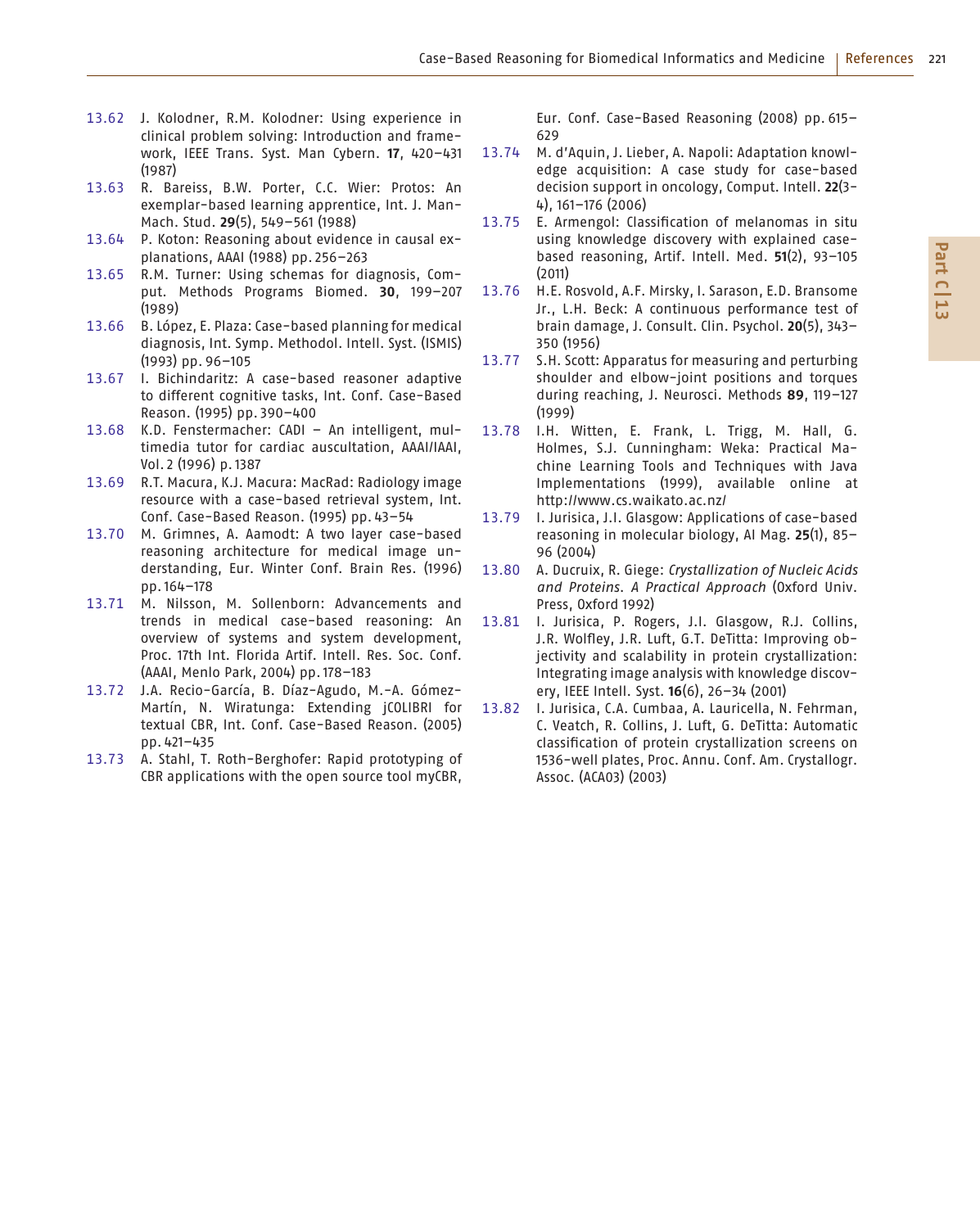13.62 J. Kolodner, R.M. Kolodner: Using experience in clinical problem solving: Introduction and framework, IEEE Trans. Syst. Man Cybern. **17**, 420–431 (1987)

13.63 R. Bareiss, B.W. Porter, C.C. Wier: Protos: An exemplar-based learning apprentice, Int. J. Man-Mach. Stud. **29**(5), 549–561 (1988)

13.64 P. Koton: Reasoning about evidence in causal explanations, AAAI (1988) pp. 256–263

13.65 R.M. Turner: Using schemas for diagnosis, Comput. Methods Programs Biomed. **30**, 199–207 (1989)

13.66 B. López, E. Plaza: Case-based planning for medical diagnosis, Int. Symp. Methodol. Intell. Syst. (ISMIS) (1993) pp. 96–105

13.67 I. Bichindaritz: A case-based reasoner adaptive to different cognitive tasks, Int. Conf. Case-Based Reason. (1995) pp. 390–400

13.68 K.D. Fenstermacher: CADI – An intelligent, multimedia tutor for cardiac auscultation, AAAI/IAAI, Vol. 2 (1996) p. 1387

13.69 R.T. Macura, K.J. Macura: MacRad: Radiology image resource with a case-based retrieval system, Int. Conf. Case-Based Reason. (1995) pp. 43–54

13.70 M. Grimnes, A. Aamodt: A two layer case-based reasoning architecture for medical image understanding, Eur. Winter Conf. Brain Res. (1996) pp. 164–178

13.71 M. Nilsson, M. Sollenborn: Advancements and trends in medical case-based reasoning: An overview of systems and system development, Proc. 17th Int. Florida Artif. Intell. Res. Soc. Conf. (AAAI, Menlo Park, 2004) pp. 178–183

13.72 J.A. Recio-García, B. Díaz-Agudo, M.-A. Gómez-Martín, N. Wiratunga: Extending jCOLIBRI for textual CBR, Int. Conf. Case-Based Reason. (2005) pp. 421–435

13.73 A. Stahl, T. Roth-Berghofer: Rapid prototyping of CBR applications with the open source tool myCBR, Eur. Conf. Case-Based Reasoning (2008) pp. 615–629

13.74 M. d'Aquin, J. Lieber, A. Napoli: Adaptation knowledge acquisition: A case study for case-based decision support in oncology, Comput. Intell. **22**(3-4), 161–176 (2006)

13.75 E. Armengol: Classification of melanomas in situ using knowledge discovery with explained case-based reasoning, Artif. Intell. Med. **51**(2), 93–105 (2011)

13.76 H.E. Rosvold, A.F. Mirsky, I. Sarason, E.D. Bransome Jr., L.H. Beck: A continuous performance test of brain damage, J. Consult. Clin. Psychol. **20**(5), 343–350 (1956)

13.77 S.H. Scott: Apparatus for measuring and perturbing shoulder and elbow-joint positions and torques during reaching, J. Neurosci. Methods **89**, 119–127 (1999)

13.78 I.H. Witten, E. Frank, L. Trigg, M. Hall, G. Holmes, S.J. Cunningham: Weka: Practical Machine Learning Tools and Techniques with Java Implementations (1999), available online at http://www.cs.waikato.ac.nz/

13.79 I. Jurisica, J.I. Glasgow: Applications of case-based reasoning in molecular biology, AI Mag. **25**(1), 85–96 (2004)

13.80 A. Ducruix, R. Giege: *Crystallization of Nucleic Acids and Proteins. A Practical Approach* (Oxford Univ. Press, Oxford 1992)

13.81 I. Jurisica, P. Rogers, J.I. Glasgow, R.J. Collins, J.R. Wolfley, J.R. Luft, G.T. DeTitta: Improving objectivity and scalability in protein crystallization: Integrating image analysis with knowledge discovery, IEEE Intell. Syst. **16**(6), 26–34 (2001)

13.82 I. Jurisica, C.A. Cumbaa, A. Lauricella, N. Fehrman, C. Veatch, R. Collins, J. Luft, G. DeTitta: Automatic classification of protein crystallization screens on 1536-well plates, Proc. Annu. Conf. Am. Crystallogr. Assoc. (ACA03) (2003)